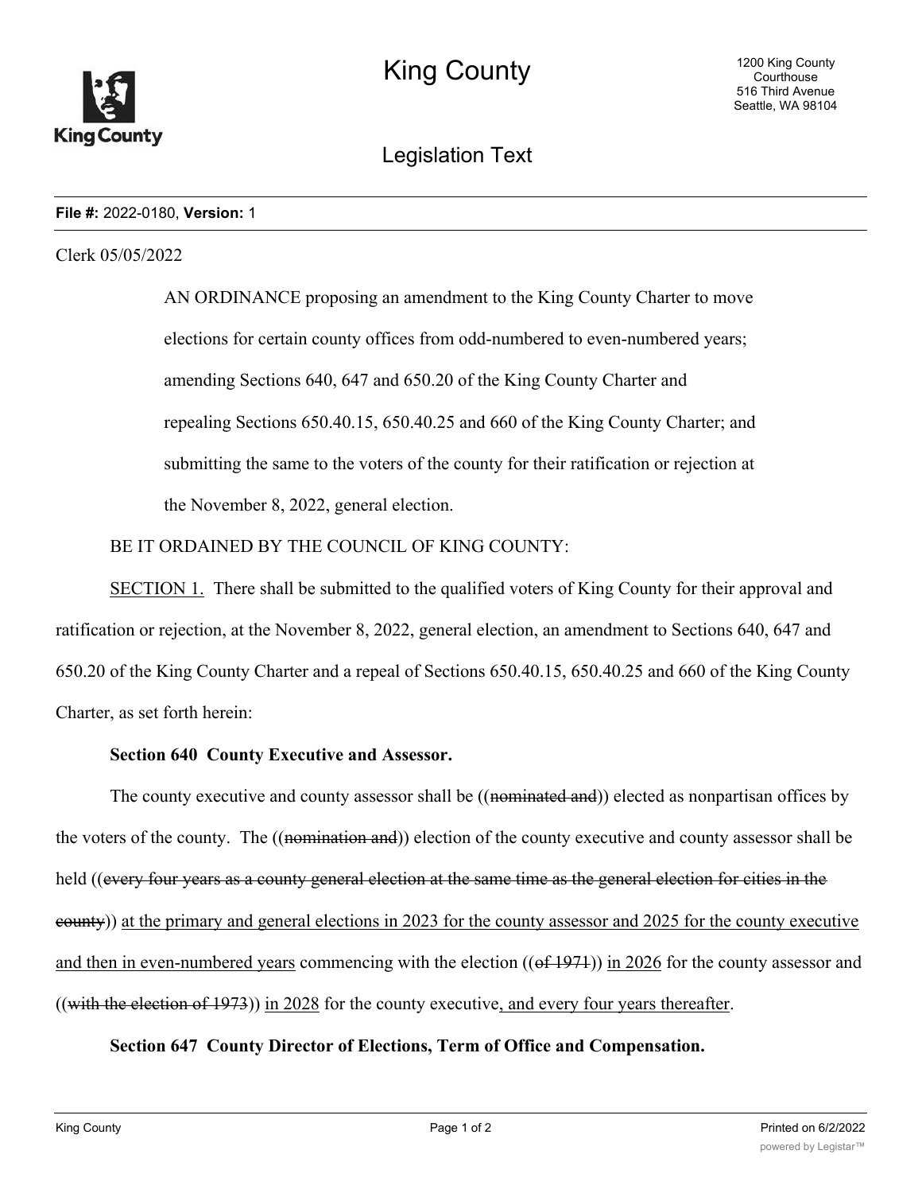King County

Legislation Text

**File #:** 2022-0180, **Version:** 1

Clerk 05/05/2022

AN ORDINANCE proposing an amendment to the King County Charter to move elections for certain county offices from odd-numbered to even-numbered years; amending Sections 640, 647 and 650.20 of the King County Charter and repealing Sections 650.40.15, 650.40.25 and 660 of the King County Charter; and submitting the same to the voters of the county for their ratification or rejection at the November 8, 2022, general election.

BE IT ORDAINED BY THE COUNCIL OF KING COUNTY:

<u>SECTION 1.</u> There shall be submitted to the qualified voters of King County for their approval and ratification or rejection, at the November 8, 2022, general election, an amendment to Sections 640, 647 and 650.20 of the King County Charter and a repeal of Sections 650.40.15, 650.40.25 and 660 of the King County Charter, as set forth herein:

**Section 640 County Executive and Assessor.**

The county executive and county assessor shall be ((~~nominated and~~)) elected as nonpartisan offices by the voters of the county. The ((~~nomination and~~)) election of the county executive and county assessor shall be held ((~~every four years as a county general election at the same time as the general election for cities in the county~~)) <u>at the primary and general elections in 2023 for the county assessor and 2025 for the county executive and then in even-numbered years</u> commencing with the election ((~~of 1971~~)) <u>in 2026</u> for the county assessor and ((~~with the election of 1973~~)) <u>in 2028</u> for the county executive<u>, and every four years thereafter</u>.

**Section 647 County Director of Elections, Term of Office and Compensation.**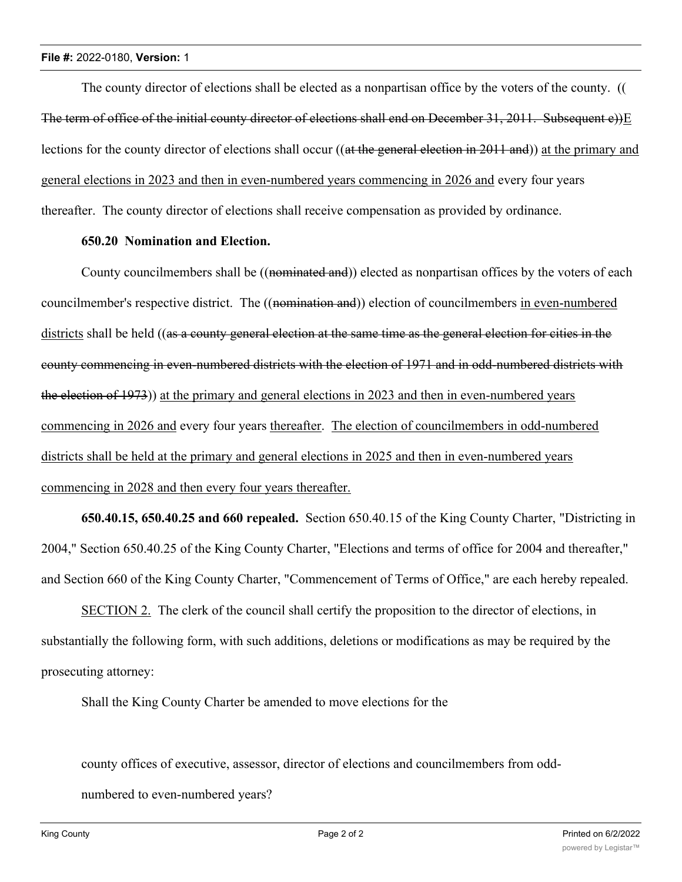The county director of elections shall be elected as a nonpartisan office by the voters of the county. ((~~The term of office of the initial county director of elections shall end on December 31, 2011. Subsequent e~~))<u>E</u>lections for the county director of elections shall occur ((~~at the general election in 2011 and~~)) <u>at the primary and general elections in 2023 and then in even-numbered years commencing in 2026 and</u> every four years thereafter. The county director of elections shall receive compensation as provided by ordinance.

**650.20 Nomination and Election.**

County councilmembers shall be ((~~nominated and~~)) elected as nonpartisan offices by the voters of each councilmember's respective district. The ((~~nomination and~~)) election of councilmembers <u>in even-numbered districts</u> shall be held ((~~as a county general election at the same time as the general election for cities in the county commencing in even-numbered districts with the election of 1971 and in odd-numbered districts with the election of 1973~~)) <u>at the primary and general elections in 2023 and then in even-numbered years commencing in 2026 and</u> every four years <u>thereafter</u>. <u>The election of councilmembers in odd-numbered districts shall be held at the primary and general elections in 2025 and then in even-numbered years commencing in 2028 and then every four years thereafter.</u>

**650.40.15, 650.40.25 and 660 repealed.** Section 650.40.15 of the King County Charter, "Districting in 2004," Section 650.40.25 of the King County Charter, "Elections and terms of office for 2004 and thereafter," and Section 660 of the King County Charter, "Commencement of Terms of Office," are each hereby repealed.

<u>SECTION 2.</u> The clerk of the council shall certify the proposition to the director of elections, in substantially the following form, with such additions, deletions or modifications as may be required by the prosecuting attorney:

Shall the King County Charter be amended to move elections for the

county offices of executive, assessor, director of elections and councilmembers from odd-numbered to even-numbered years?